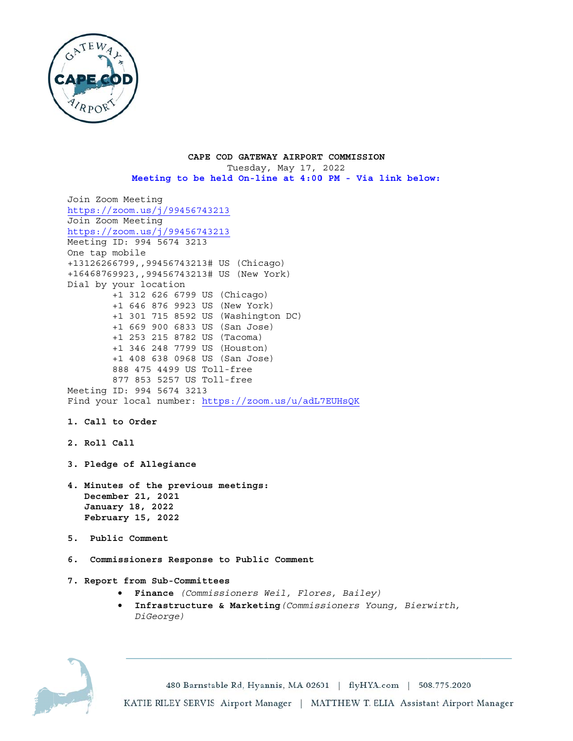**CAPE COD GATEWAY AIRPORT COMMISSION**
Tuesday, May 17, 2022
**Meeting to be held On-line at 4:00 PM - Via link below:**

Join Zoom Meeting
https://zoom.us/j/99456743213
Join Zoom Meeting
https://zoom.us/j/99456743213
Meeting ID: 994 5674 3213
One tap mobile
+13126266799,,99456743213# US (Chicago)
+16468769923,,99456743213# US (New York)
Dial by your location
+1 312 626 6799 US (Chicago)
+1 646 876 9923 US (New York)
+1 301 715 8592 US (Washington DC)
+1 669 900 6833 US (San Jose)
+1 253 215 8782 US (Tacoma)
+1 346 248 7799 US (Houston)
+1 408 638 0968 US (San Jose)
888 475 4499 US Toll-free
877 853 5257 US Toll-free
Meeting ID: 994 5674 3213
Find your local number: https://zoom.us/u/adL7EUHsQK

1. **Call to Order**

2. **Roll Call**

3. **Pledge of Allegiance**

4. **Minutes of the previous meetings:**
   **December 21, 2021**
   **January 18, 2022**
   **February 15, 2022**

5. **Public Comment**

6. **Commissioners Response to Public Comment**

7. **Report from Sub-Committees**
   - **Finance** *(Commissioners Weil, Flores, Bailey)*
   - **Infrastructure & Marketing** *(Commissioners Young, Bierwirth, DiGeorge)*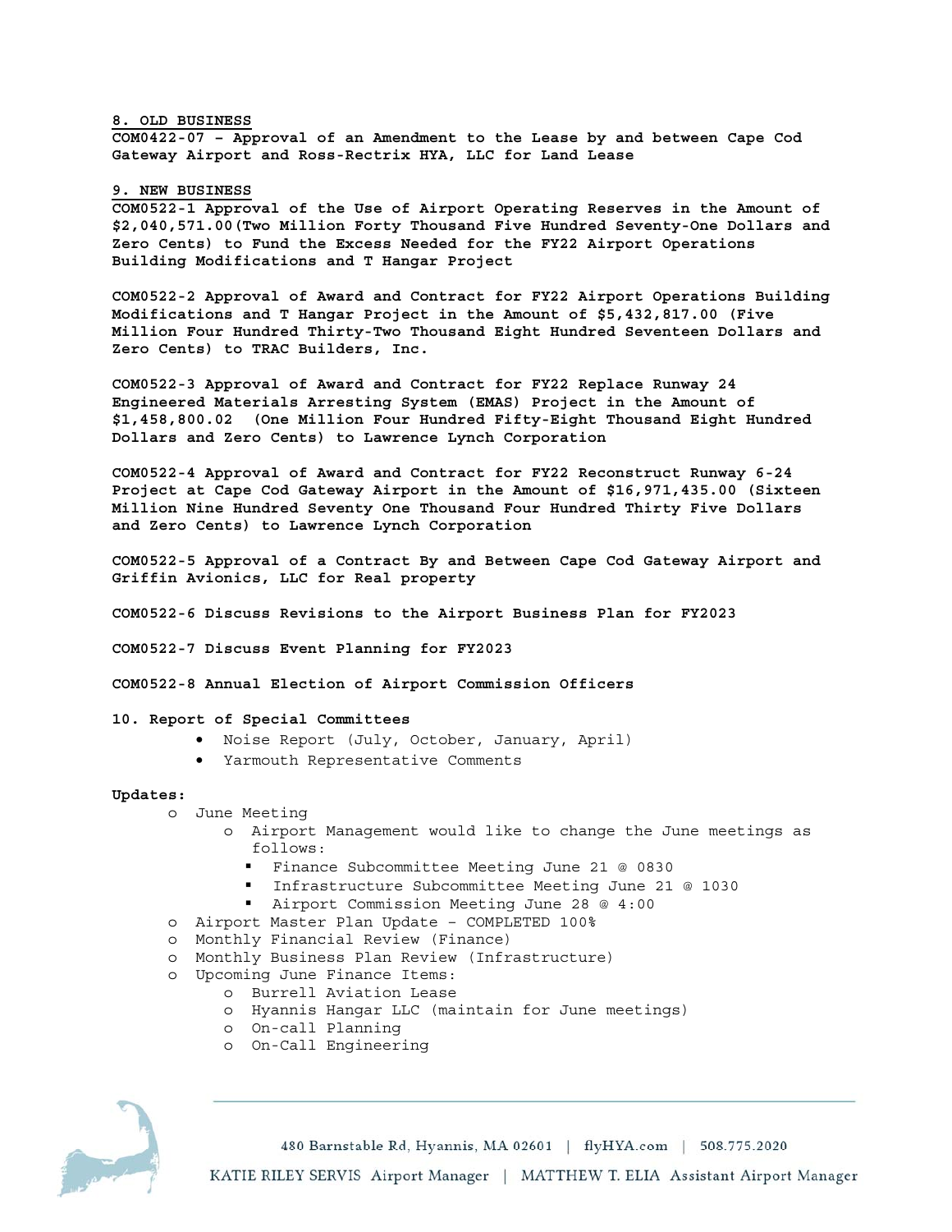**8. OLD BUSINESS**

**COM0422-07 – Approval of an Amendment to the Lease by and between Cape Cod Gateway Airport and Ross-Rectrix HYA, LLC for Land Lease**

**9. NEW BUSINESS**

**COM0522-1 Approval of the Use of Airport Operating Reserves in the Amount of $2,040,571.00(Two Million Forty Thousand Five Hundred Seventy-One Dollars and Zero Cents) to Fund the Excess Needed for the FY22 Airport Operations Building Modifications and T Hangar Project**

**COM0522-2 Approval of Award and Contract for FY22 Airport Operations Building Modifications and T Hangar Project in the Amount of $5,432,817.00 (Five Million Four Hundred Thirty-Two Thousand Eight Hundred Seventeen Dollars and Zero Cents) to TRAC Builders, Inc.**

**COM0522-3 Approval of Award and Contract for FY22 Replace Runway 24 Engineered Materials Arresting System (EMAS) Project in the Amount of $1,458,800.02 (One Million Four Hundred Fifty-Eight Thousand Eight Hundred Dollars and Zero Cents) to Lawrence Lynch Corporation**

**COM0522-4 Approval of Award and Contract for FY22 Reconstruct Runway 6-24 Project at Cape Cod Gateway Airport in the Amount of $16,971,435.00 (Sixteen Million Nine Hundred Seventy One Thousand Four Hundred Thirty Five Dollars and Zero Cents) to Lawrence Lynch Corporation**

**COM0522-5 Approval of a Contract By and Between Cape Cod Gateway Airport and Griffin Avionics, LLC for Real property**

**COM0522-6 Discuss Revisions to the Airport Business Plan for FY2023**

**COM0522-7 Discuss Event Planning for FY2023**

**COM0522-8 Annual Election of Airport Commission Officers**

**10. Report of Special Committees**

- Noise Report (July, October, January, April)
- Yarmouth Representative Comments

**Updates:**

- June Meeting
  - Airport Management would like to change the June meetings as follows:
    - Finance Subcommittee Meeting June 21 @ 0830
    - Infrastructure Subcommittee Meeting June 21 @ 1030
    - Airport Commission Meeting June 28 @ 4:00
- Airport Master Plan Update – COMPLETED 100%
- Monthly Financial Review (Finance)
- Monthly Business Plan Review (Infrastructure)
- Upcoming June Finance Items:
  - Burrell Aviation Lease
  - Hyannis Hangar LLC (maintain for June meetings)
  - On-call Planning
  - On-Call Engineering

480 Barnstable Rd, Hyannis, MA 02601 | flyHYA.com | 508.775.2020

KATIE RILEY SERVIS Airport Manager | MATTHEW T. ELIA Assistant Airport Manager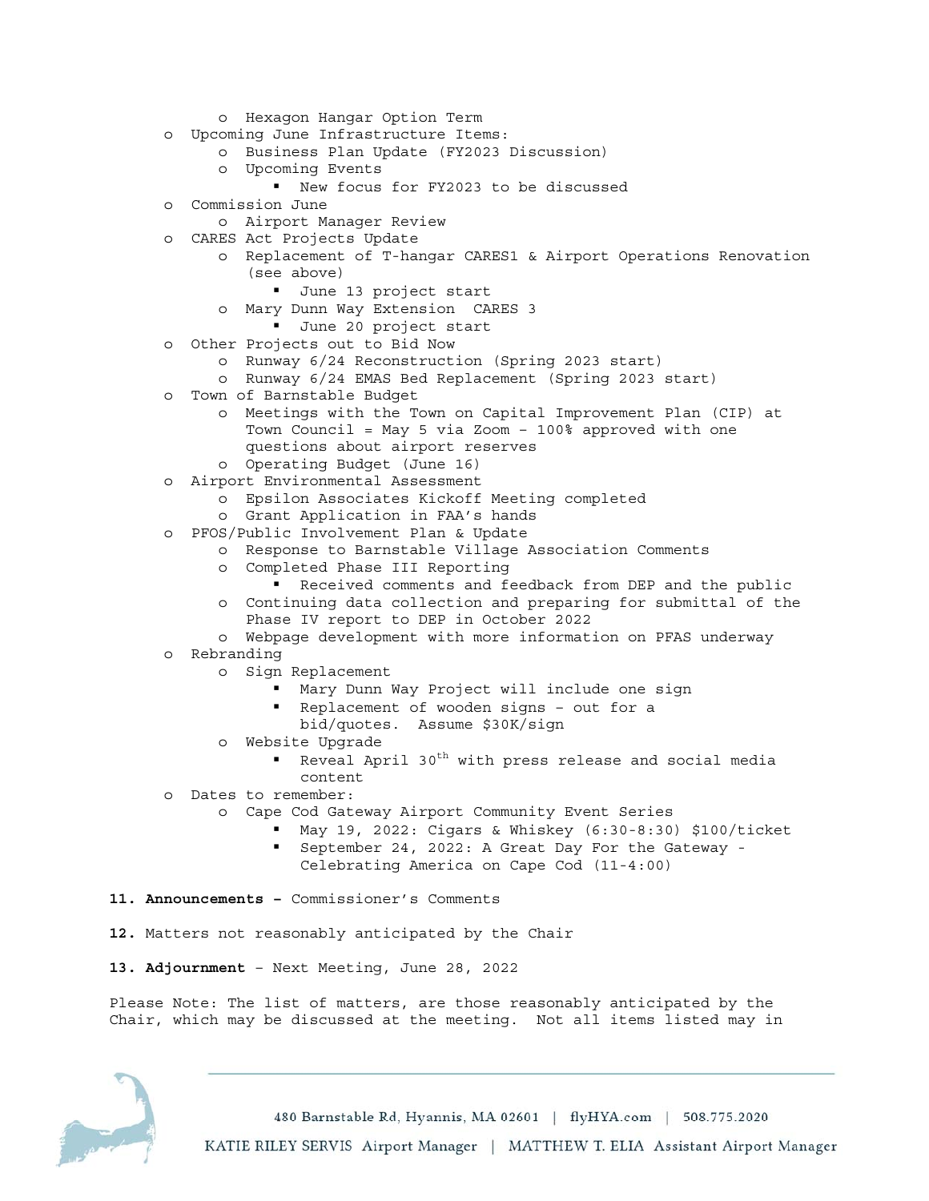- Hexagon Hangar Option Term
- Upcoming June Infrastructure Items:
    - Business Plan Update (FY2023 Discussion)
    - Upcoming Events
        - New focus for FY2023 to be discussed
- Commission June
    - Airport Manager Review
- CARES Act Projects Update
    - Replacement of T-hangar CARES1 & Airport Operations Renovation (see above)
        - June 13 project start
    - Mary Dunn Way Extension  CARES 3
        - June 20 project start
- Other Projects out to Bid Now
    - Runway 6/24 Reconstruction (Spring 2023 start)
    - Runway 6/24 EMAS Bed Replacement (Spring 2023 start)
- Town of Barnstable Budget
    - Meetings with the Town on Capital Improvement Plan (CIP) at Town Council = May 5 via Zoom – 100% approved with one questions about airport reserves
    - Operating Budget (June 16)
- Airport Environmental Assessment
    - Epsilon Associates Kickoff Meeting completed
    - Grant Application in FAA's hands
- PFOS/Public Involvement Plan & Update
    - Response to Barnstable Village Association Comments
    - Completed Phase III Reporting
        - Received comments and feedback from DEP and the public
    - Continuing data collection and preparing for submittal of the Phase IV report to DEP in October 2022
    - Webpage development with more information on PFAS underway
- Rebranding
    - Sign Replacement
        - Mary Dunn Way Project will include one sign
        - Replacement of wooden signs – out for a bid/quotes.  Assume $30K/sign
    - Website Upgrade
        - Reveal April 30th with press release and social media content
- Dates to remember:
    - Cape Cod Gateway Airport Community Event Series
        - May 19, 2022: Cigars & Whiskey (6:30-8:30) $100/ticket
        - September 24, 2022: A Great Day For the Gateway - Celebrating America on Cape Cod (11-4:00)

**11. Announcements –** Commissioner's Comments

**12.** Matters not reasonably anticipated by the Chair

**13. Adjournment** – Next Meeting, June 28, 2022

Please Note: The list of matters, are those reasonably anticipated by the Chair, which may be discussed at the meeting.  Not all items listed may in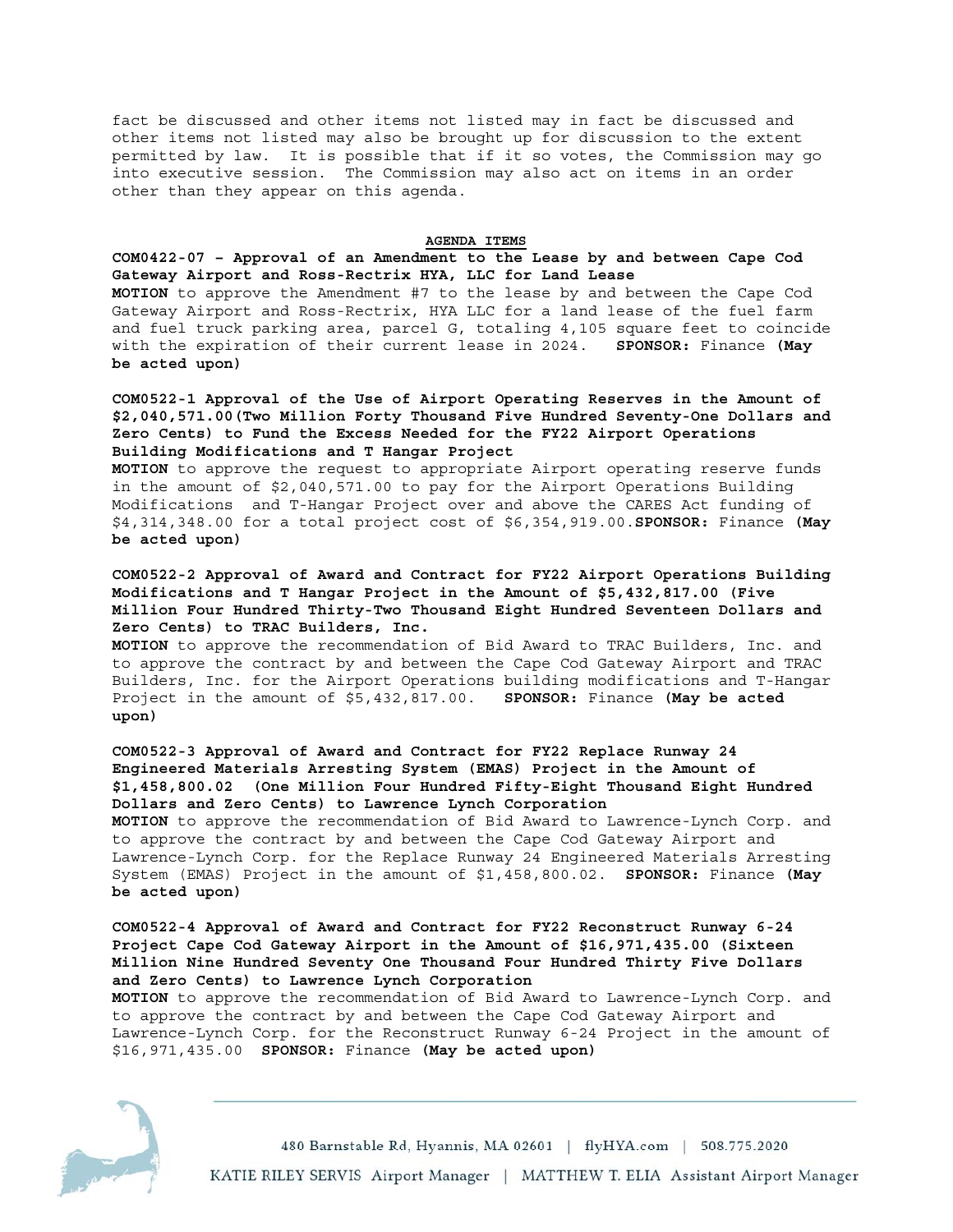fact be discussed and other items not listed may in fact be discussed and other items not listed may also be brought up for discussion to the extent permitted by law. It is possible that if it so votes, the Commission may go into executive session. The Commission may also act on items in an order other than they appear on this agenda.

**AGENDA ITEMS**

**COM0422-07 – Approval of an Amendment to the Lease by and between Cape Cod Gateway Airport and Ross-Rectrix HYA, LLC for Land Lease**
**MOTION** to approve the Amendment #7 to the lease by and between the Cape Cod Gateway Airport and Ross-Rectrix, HYA LLC for a land lease of the fuel farm and fuel truck parking area, parcel G, totaling 4,105 square feet to coincide with the expiration of their current lease in 2024. **SPONSOR:** Finance **(May be acted upon)**

**COM0522-1 Approval of the Use of Airport Operating Reserves in the Amount of $2,040,571.00(Two Million Forty Thousand Five Hundred Seventy-One Dollars and Zero Cents) to Fund the Excess Needed for the FY22 Airport Operations Building Modifications and T Hangar Project**
**MOTION** to approve the request to appropriate Airport operating reserve funds in the amount of $2,040,571.00 to pay for the Airport Operations Building Modifications and T-Hangar Project over and above the CARES Act funding of $4,314,348.00 for a total project cost of $6,354,919.00.**SPONSOR:** Finance **(May be acted upon)**

**COM0522-2 Approval of Award and Contract for FY22 Airport Operations Building Modifications and T Hangar Project in the Amount of $5,432,817.00 (Five Million Four Hundred Thirty-Two Thousand Eight Hundred Seventeen Dollars and Zero Cents) to TRAC Builders, Inc.**
**MOTION** to approve the recommendation of Bid Award to TRAC Builders, Inc. and to approve the contract by and between the Cape Cod Gateway Airport and TRAC Builders, Inc. for the Airport Operations building modifications and T-Hangar Project in the amount of $5,432,817.00. **SPONSOR:** Finance **(May be acted upon)**

**COM0522-3 Approval of Award and Contract for FY22 Replace Runway 24 Engineered Materials Arresting System (EMAS) Project in the Amount of $1,458,800.02 (One Million Four Hundred Fifty-Eight Thousand Eight Hundred Dollars and Zero Cents) to Lawrence Lynch Corporation**
**MOTION** to approve the recommendation of Bid Award to Lawrence-Lynch Corp. and to approve the contract by and between the Cape Cod Gateway Airport and Lawrence-Lynch Corp. for the Replace Runway 24 Engineered Materials Arresting System (EMAS) Project in the amount of $1,458,800.02. **SPONSOR:** Finance **(May be acted upon)**

**COM0522-4 Approval of Award and Contract for FY22 Reconstruct Runway 6-24 Project Cape Cod Gateway Airport in the Amount of $16,971,435.00 (Sixteen Million Nine Hundred Seventy One Thousand Four Hundred Thirty Five Dollars and Zero Cents) to Lawrence Lynch Corporation**
**MOTION** to approve the recommendation of Bid Award to Lawrence-Lynch Corp. and to approve the contract by and between the Cape Cod Gateway Airport and Lawrence-Lynch Corp. for the Reconstruct Runway 6-24 Project in the amount of $16,971,435.00 **SPONSOR:** Finance **(May be acted upon)**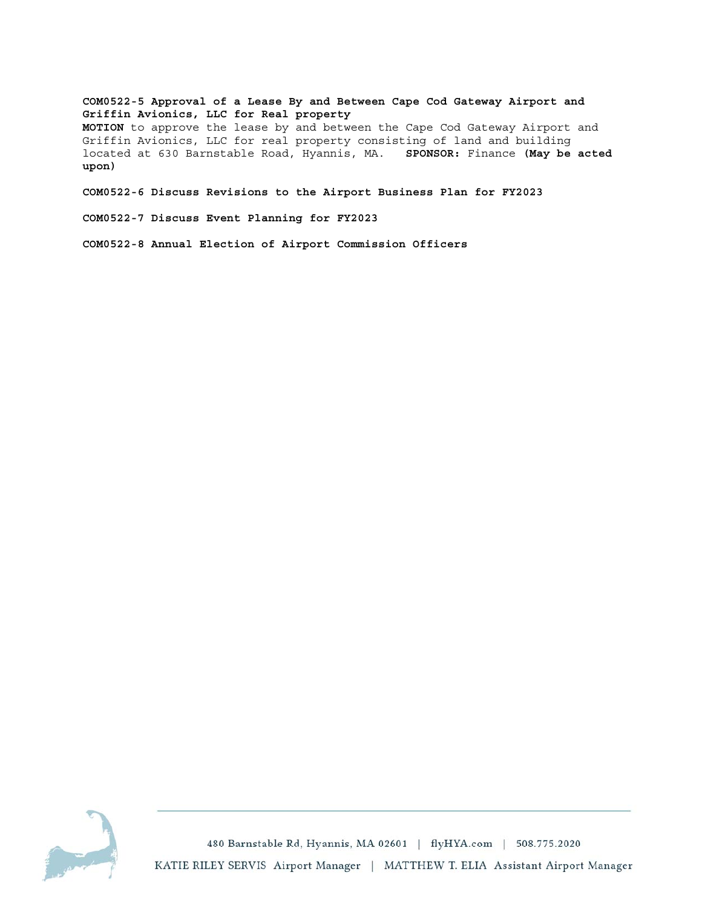**COM0522-5 Approval of a Lease By and Between Cape Cod Gateway Airport and Griffin Avionics, LLC for Real property**

**MOTION** to approve the lease by and between the Cape Cod Gateway Airport and Griffin Avionics, LLC for real property consisting of land and building located at 630 Barnstable Road, Hyannis, MA. **SPONSOR:** Finance **(May be acted upon)**

**COM0522-6 Discuss Revisions to the Airport Business Plan for FY2023**

**COM0522-7 Discuss Event Planning for FY2023**

**COM0522-8 Annual Election of Airport Commission Officers**